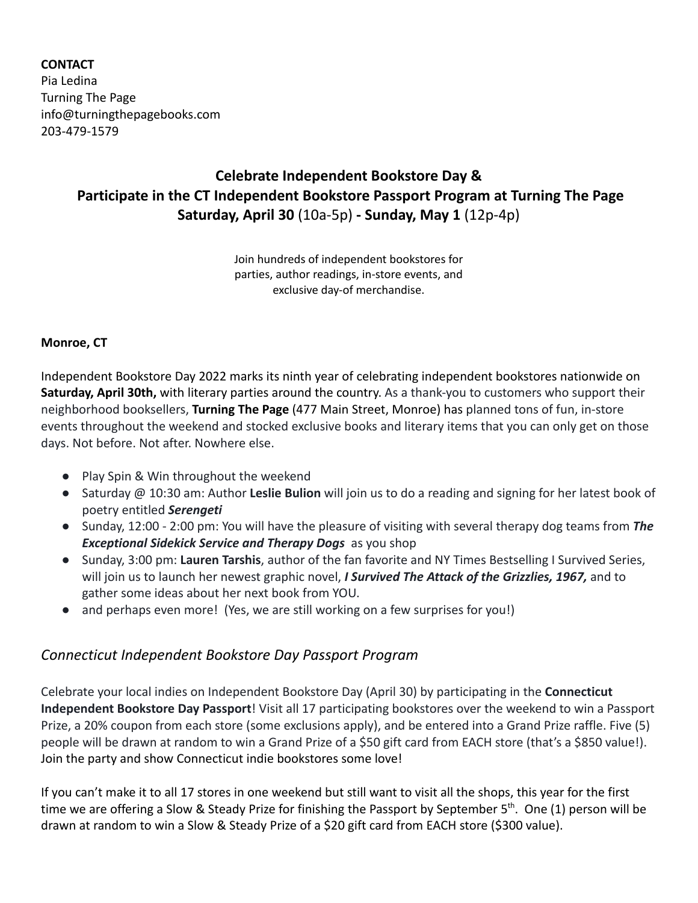**CONTACT**
Pia Ledina
Turning The Page
info@turningthepagebooks.com
203-479-1579

## Celebrate Independent Bookstore Day & Participate in the CT Independent Bookstore Passport Program at Turning The Page **Saturday, April 30** (10a-5p) **- Sunday, May 1** (12p-4p)

Join hundreds of independent bookstores for parties, author readings, in-store events, and exclusive day-of merchandise.

**Monroe, CT**

Independent Bookstore Day 2022 marks its ninth year of celebrating independent bookstores nationwide on **Saturday, April 30th,** with literary parties around the country. As a thank-you to customers who support their neighborhood booksellers, **Turning The Page** (477 Main Street, Monroe) has planned tons of fun, in-store events throughout the weekend and stocked exclusive books and literary items that you can only get on those days. Not before. Not after. Nowhere else.

- Play Spin & Win throughout the weekend
- Saturday @ 10:30 am: Author **Leslie Bulion** will join us to do a reading and signing for her latest book of poetry entitled ***Serengeti***
- Sunday, 12:00 - 2:00 pm: You will have the pleasure of visiting with several therapy dog teams from ***The Exceptional Sidekick Service and Therapy Dogs*** as you shop
- Sunday, 3:00 pm: **Lauren Tarshis**, author of the fan favorite and NY Times Bestselling I Survived Series, will join us to launch her newest graphic novel, ***I Survived The Attack of the Grizzlies, 1967,*** and to gather some ideas about her next book from YOU.
- and perhaps even more! (Yes, we are still working on a few surprises for you!)

### *Connecticut Independent Bookstore Day Passport Program*

Celebrate your local indies on Independent Bookstore Day (April 30) by participating in the **Connecticut Independent Bookstore Day Passport**! Visit all 17 participating bookstores over the weekend to win a Passport Prize, a 20% coupon from each store (some exclusions apply), and be entered into a Grand Prize raffle. Five (5) people will be drawn at random to win a Grand Prize of a $50 gift card from EACH store (that's a $850 value!). Join the party and show Connecticut indie bookstores some love!

If you can't make it to all 17 stores in one weekend but still want to visit all the shops, this year for the first time we are offering a Slow & Steady Prize for finishing the Passport by September 5th. One (1) person will be drawn at random to win a Slow & Steady Prize of a $20 gift card from EACH store ($300 value).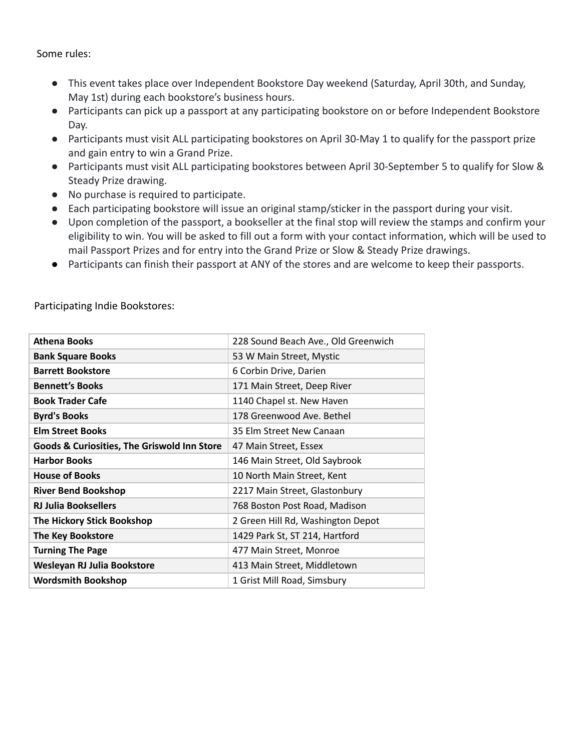Some rules:

- This event takes place over Independent Bookstore Day weekend (Saturday, April 30th, and Sunday, May 1st) during each bookstore's business hours.
- Participants can pick up a passport at any participating bookstore on or before Independent Bookstore Day.
- Participants must visit ALL participating bookstores on April 30-May 1 to qualify for the passport prize and gain entry to win a Grand Prize.
- Participants must visit ALL participating bookstores between April 30-September 5 to qualify for Slow & Steady Prize drawing.
- No purchase is required to participate.
- Each participating bookstore will issue an original stamp/sticker in the passport during your visit.
- Upon completion of the passport, a bookseller at the final stop will review the stamps and confirm your eligibility to win. You will be asked to fill out a form with your contact information, which will be used to mail Passport Prizes and for entry into the Grand Prize or Slow & Steady Prize drawings.
- Participants can finish their passport at ANY of the stores and are welcome to keep their passports.

Participating Indie Bookstores:

| | |
|---|---|
| **Athena Books** | 228 Sound Beach Ave., Old Greenwich |
| **Bank Square Books** | 53 W Main Street, Mystic |
| **Barrett Bookstore** | 6 Corbin Drive, Darien |
| **Bennett's Books** | 171 Main Street, Deep River |
| **Book Trader Cafe** | 1140 Chapel st. New Haven |
| **Byrd's Books** | 178 Greenwood Ave. Bethel |
| **Elm Street Books** | 35 Elm Street New Canaan |
| **Goods & Curiosities, The Griswold Inn Store** | 47 Main Street, Essex |
| **Harbor Books** | 146 Main Street, Old Saybrook |
| **House of Books** | 10 North Main Street, Kent |
| **River Bend Bookshop** | 2217 Main Street, Glastonbury |
| **RJ Julia Booksellers** | 768 Boston Post Road, Madison |
| **The Hickory Stick Bookshop** | 2 Green Hill Rd, Washington Depot |
| **The Key Bookstore** | 1429 Park St, ST 214, Hartford |
| **Turning The Page** | 477 Main Street, Monroe |
| **Wesleyan RJ Julia Bookstore** | 413 Main Street, Middletown |
| **Wordsmith Bookshop** | 1 Grist Mill Road, Simsbury |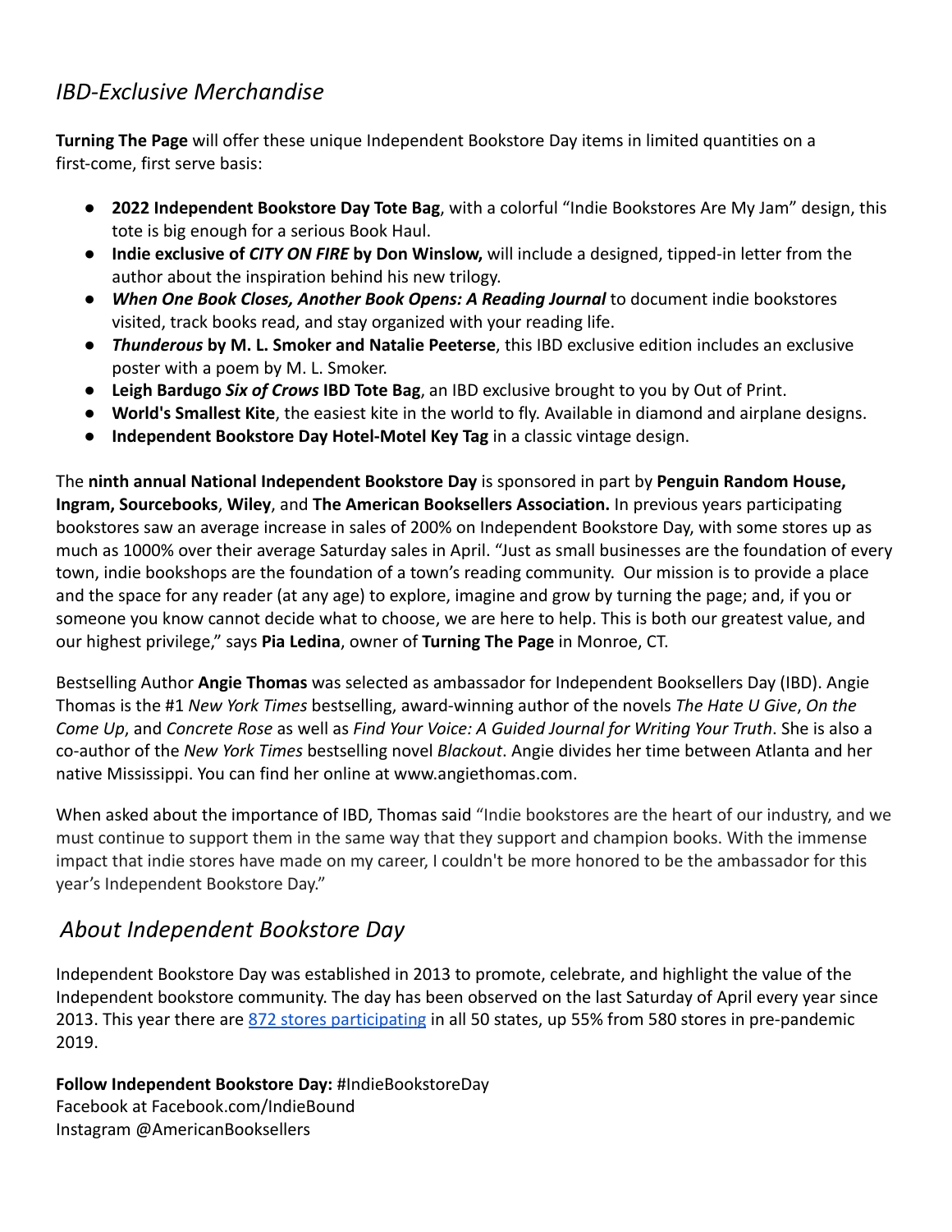## *IBD-Exclusive Merchandise*

**Turning The Page** will offer these unique Independent Bookstore Day items in limited quantities on a first-come, first serve basis:

- **2022 Independent Bookstore Day Tote Bag**, with a colorful "Indie Bookstores Are My Jam" design, this tote is big enough for a serious Book Haul.
- **Indie exclusive of *CITY ON FIRE* by Don Winslow,** will include a designed, tipped-in letter from the author about the inspiration behind his new trilogy.
- ***When One Book Closes, Another Book Opens: A Reading Journal*** to document indie bookstores visited, track books read, and stay organized with your reading life.
- ***Thunderous* by M. L. Smoker and Natalie Peeterse**, this IBD exclusive edition includes an exclusive poster with a poem by M. L. Smoker.
- **Leigh Bardugo *Six of Crows* IBD Tote Bag**, an IBD exclusive brought to you by Out of Print.
- **World's Smallest Kite**, the easiest kite in the world to fly. Available in diamond and airplane designs.
- **Independent Bookstore Day Hotel-Motel Key Tag** in a classic vintage design.

The **ninth annual National Independent Bookstore Day** is sponsored in part by **Penguin Random House, Ingram, Sourcebooks**, **Wiley**, and **The American Booksellers Association.** In previous years participating bookstores saw an average increase in sales of 200% on Independent Bookstore Day, with some stores up as much as 1000% over their average Saturday sales in April. "Just as small businesses are the foundation of every town, indie bookshops are the foundation of a town's reading community. Our mission is to provide a place and the space for any reader (at any age) to explore, imagine and grow by turning the page; and, if you or someone you know cannot decide what to choose, we are here to help. This is both our greatest value, and our highest privilege," says **Pia Ledina**, owner of **Turning The Page** in Monroe, CT.

Bestselling Author **Angie Thomas** was selected as ambassador for Independent Booksellers Day (IBD). Angie Thomas is the #1 *New York Times* bestselling, award-winning author of the novels *The Hate U Give*, *On the Come Up*, and *Concrete Rose* as well as *Find Your Voice: A Guided Journal for Writing Your Truth*. She is also a co-author of the *New York Times* bestselling novel *Blackout*. Angie divides her time between Atlanta and her native Mississippi. You can find her online at www.angiethomas.com.

When asked about the importance of IBD, Thomas said "Indie bookstores are the heart of our industry, and we must continue to support them in the same way that they support and champion books. With the immense impact that indie stores have made on my career, I couldn't be more honored to be the ambassador for this year's Independent Bookstore Day."

## *About Independent Bookstore Day*

Independent Bookstore Day was established in 2013 to promote, celebrate, and highlight the value of the Independent bookstore community. The day has been observed on the last Saturday of April every year since 2013. This year there are [872 stores participating] in all 50 states, up 55% from 580 stores in pre-pandemic 2019.

**Follow Independent Bookstore Day:** #IndieBookstoreDay
Facebook at Facebook.com/IndieBound
Instagram @AmericanBooksellers